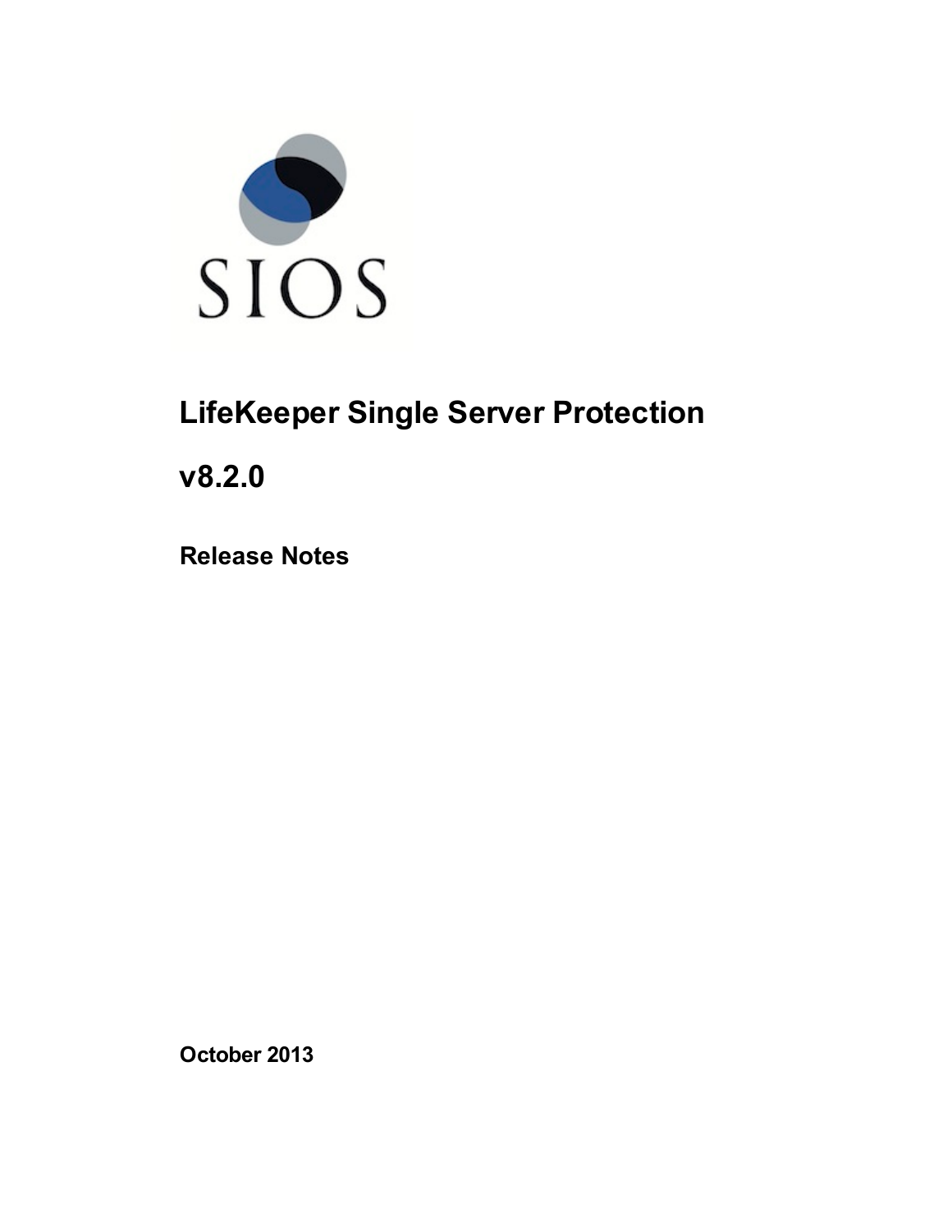SIOS

# LifeKeeper Single Server Protection

# v8.2.0

## Release Notes

October 2013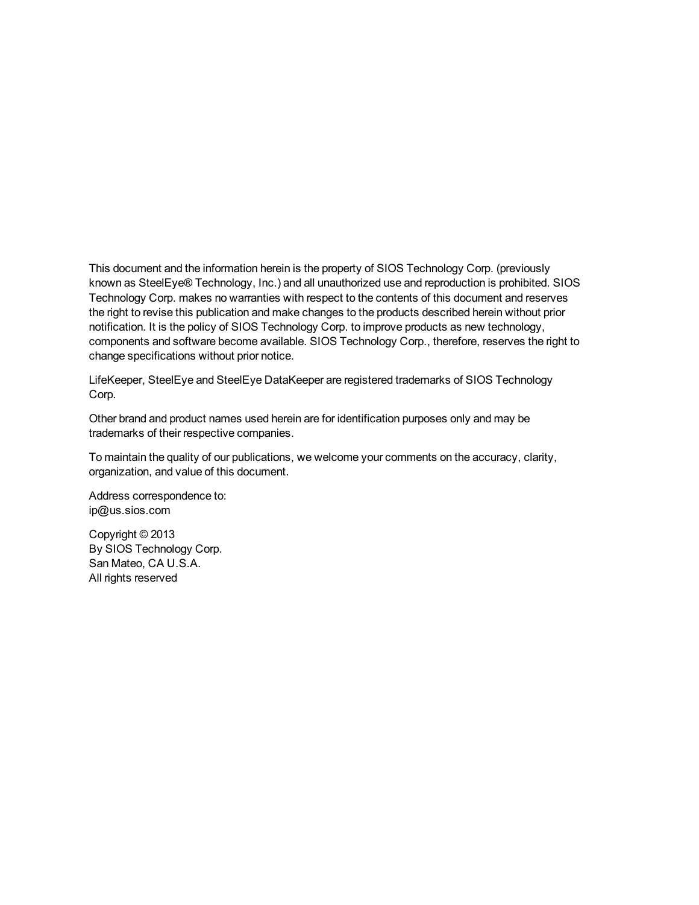This document and the information herein is the property of SIOS Technology Corp. (previously known as SteelEye® Technology, Inc.) and all unauthorized use and reproduction is prohibited. SIOS Technology Corp. makes no warranties with respect to the contents of this document and reserves the right to revise this publication and make changes to the products described herein without prior notification. It is the policy of SIOS Technology Corp. to improve products as new technology, components and software become available. SIOS Technology Corp., therefore, reserves the right to change specifications without prior notice.

LifeKeeper, SteelEye and SteelEye DataKeeper are registered trademarks of SIOS Technology Corp.

Other brand and product names used herein are for identification purposes only and may be trademarks of their respective companies.

To maintain the quality of our publications, we welcome your comments on the accuracy, clarity, organization, and value of this document.

Address correspondence to:
ip@us.sios.com

Copyright © 2013
By SIOS Technology Corp.
San Mateo, CA U.S.A.
All rights reserved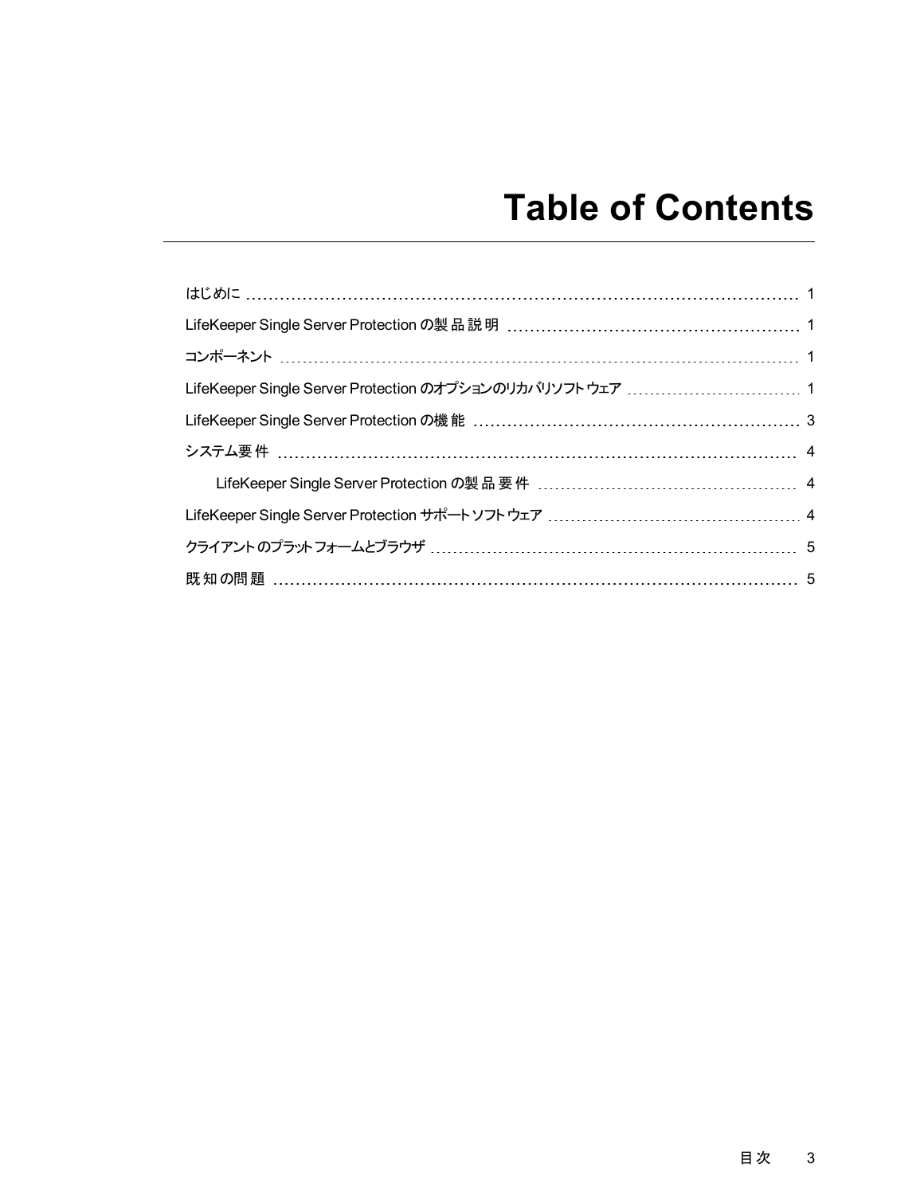# Table of Contents

はじめに ........................................................................................................ 1

LifeKeeper Single Server Protection の製品説明 ........................................................ 1

コンポーネント ................................................................................................ 1

LifeKeeper Single Server Protection のオプションのリカバリソフトウェア ................................ 1

LifeKeeper Single Server Protection の機能 ............................................................. 3

システム要件 ................................................................................................... 4

    LifeKeeper Single Server Protection の製品要件 .................................................... 4

LifeKeeper Single Server Protection サポートソフトウェア .............................................. 4

クライアントのプラットフォームとブラウザ .................................................................. 5

既知の問題 ..................................................................................................... 5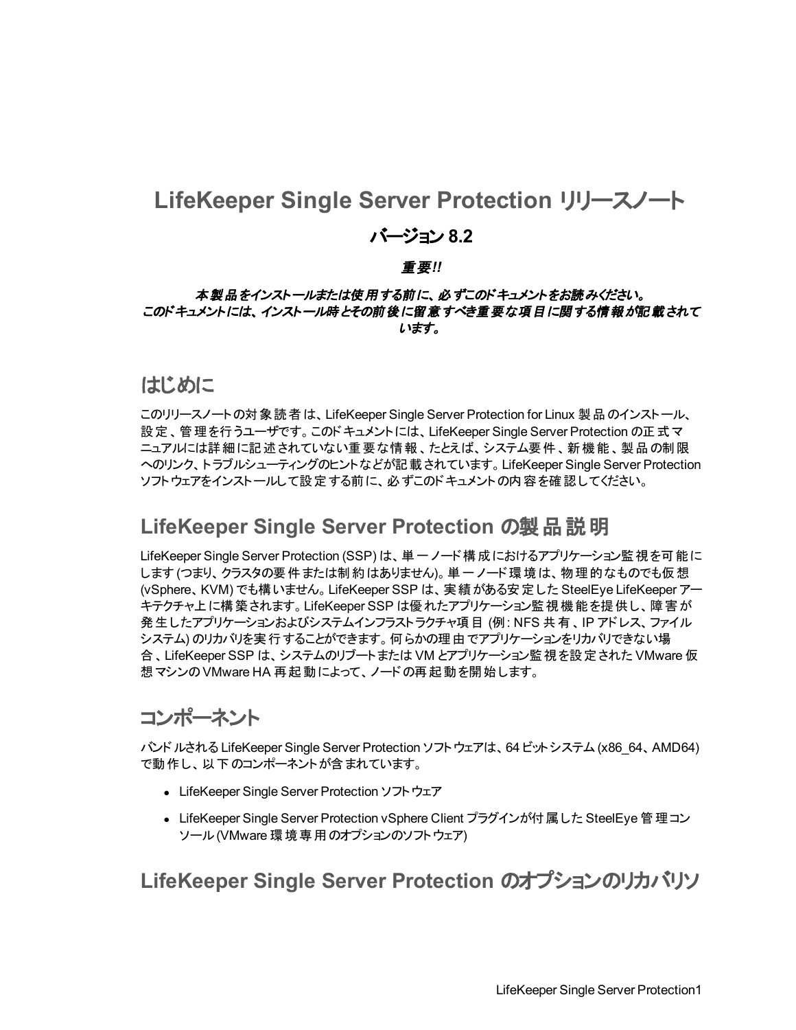# LifeKeeper Single Server Protection リリースノート

## バージョン 8.2

***重要!!***

***本製品をインストールまたは使用する前に、必ずこのドキュメントをお読みください。***
***このドキュメントには、インストール時とその前後に留意すべき重要な項目に関する情報が記載されています。***

# はじめに

このリリースノートの対象読者は、LifeKeeper Single Server Protection for Linux 製品のインストール、設定、管理を行うユーザです。このドキュメントには、LifeKeeper Single Server Protection の正式マニュアルには詳細に記述されていない重要な情報、たとえば、システム要件、新機能、製品の制限へのリンク、トラブルシューティングのヒントなどが記載されています。LifeKeeper Single Server Protection ソフトウェアをインストールして設定する前に、必ずこのドキュメントの内容を確認してください。

# LifeKeeper Single Server Protection の製品説明

LifeKeeper Single Server Protection (SSP) は、単一ノード構成におけるアプリケーション監視を可能にします (つまり、クラスタの要件または制約はありません)。単一ノード環境は、物理的なものでも仮想 (vSphere、KVM) でも構いません。LifeKeeper SSP は、実績がある安定した SteelEye LifeKeeper アーキテクチャ上に構築されます。LifeKeeper SSP は優れたアプリケーション監視機能を提供し、障害が発生したアプリケーションおよびシステムインフラストラクチャ項目 (例: NFS 共有、IP アドレス、ファイルシステム) のリカバリを実行することができます。何らかの理由でアプリケーションをリカバリできない場合、LifeKeeper SSP は、システムのリブートまたは VM とアプリケーション監視を設定された VMware 仮想マシンの VMware HA 再起動によって、ノードの再起動を開始します。

# コンポーネント

バンドルされる LifeKeeper Single Server Protection ソフトウェアは、64 ビットシステム (x86_64、AMD64) で動作し、以下のコンポーネントが含まれています。

- LifeKeeper Single Server Protection ソフトウェア
- LifeKeeper Single Server Protection vSphere Client プラグインが付属した SteelEye 管理コンソール (VMware 環境専用のオプションのソフトウェア)

# LifeKeeper Single Server Protection のオプションのリカバリソ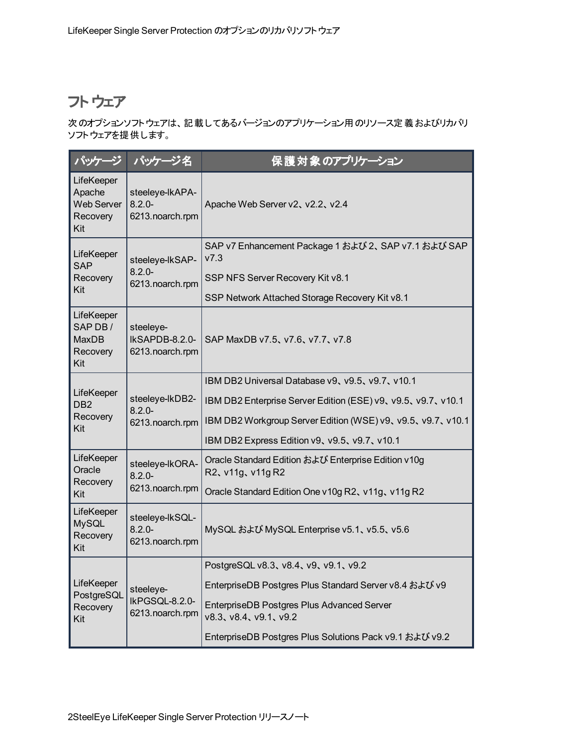## フトウェア

次のオプションソフトウェアは、記載してあるバージョンのアプリケーション用のリソース定義およびリカバリソフトウェアを提供します。

| パッケージ | パッケージ名 | 保護対象のアプリケーション |
| --- | --- | --- |
| LifeKeeper Apache Web Server Recovery Kit | steeleye-lkAPA-8.2.0-6213.noarch.rpm | Apache Web Server v2、v2.2、v2.4 |
| LifeKeeper SAP Recovery Kit | steeleye-lkSAP-8.2.0-6213.noarch.rpm | SAP v7 Enhancement Package 1 および 2、SAP v7.1 および SAP v7.3<br>SSP NFS Server Recovery Kit v8.1<br>SSP Network Attached Storage Recovery Kit v8.1 |
| LifeKeeper SAP DB / MaxDB Recovery Kit | steeleye-lkSAPDB-8.2.0-6213.noarch.rpm | SAP MaxDB v7.5、v7.6、v7.7、v7.8 |
| LifeKeeper DB2 Recovery Kit | steeleye-lkDB2-8.2.0-6213.noarch.rpm | IBM DB2 Universal Database v9、v9.5、v9.7、v10.1<br>IBM DB2 Enterprise Server Edition (ESE) v9、v9.5、v9.7、v10.1<br>IBM DB2 Workgroup Server Edition (WSE) v9、v9.5、v9.7、v10.1<br>IBM DB2 Express Edition v9、v9.5、v9.7、v10.1 |
| LifeKeeper Oracle Recovery Kit | steeleye-lkORA-8.2.0-6213.noarch.rpm | Oracle Standard Edition および Enterprise Edition v10g R2、v11g、v11g R2<br>Oracle Standard Edition One v10g R2、v11g、v11g R2 |
| LifeKeeper MySQL Recovery Kit | steeleye-lkSQL-8.2.0-6213.noarch.rpm | MySQL および MySQL Enterprise v5.1、v5.5、v5.6 |
| LifeKeeper PostgreSQL Recovery Kit | steeleye-lkPGSQL-8.2.0-6213.noarch.rpm | PostgreSQL v8.3、v8.4、v9、v9.1、v9.2<br>EnterpriseDB Postgres Plus Standard Server v8.4 および v9<br>EnterpriseDB Postgres Plus Advanced Server v8.3、v8.4、v9.1、v9.2<br>EnterpriseDB Postgres Plus Solutions Pack v9.1 および v9.2 |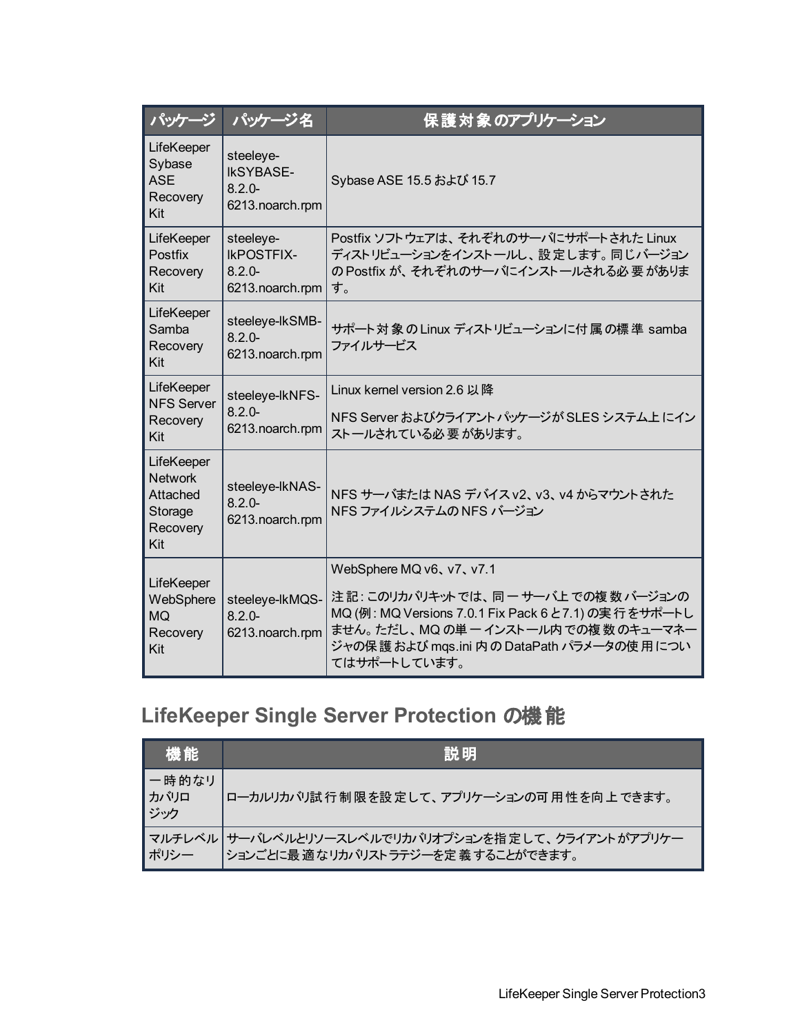| パッケージ | パッケージ名 | 保護対象のアプリケーション |
|---|---|---|
| LifeKeeper Sybase ASE Recovery Kit | steeleye-lkSYBASE-8.2.0-6213.noarch.rpm | Sybase ASE 15.5 および 15.7 |
| LifeKeeper Postfix Recovery Kit | steeleye-lkPOSTFIX-8.2.0-6213.noarch.rpm | Postfix ソフトウェアは、それぞれのサーバにサポートされた Linux ディストリビューションをインストールし、設定します。同じバージョンの Postfix が、それぞれのサーバにインストールされる必要があります。 |
| LifeKeeper Samba Recovery Kit | steeleye-lkSMB-8.2.0-6213.noarch.rpm | サポート対象の Linux ディストリビューションに付属の標準 samba ファイルサービス |
| LifeKeeper NFS Server Recovery Kit | steeleye-lkNFS-8.2.0-6213.noarch.rpm | Linux kernel version 2.6 以降<br><br>NFS Server およびクライアントパッケージが SLES システム上にインストールされている必要があります。 |
| LifeKeeper Network Attached Storage Recovery Kit | steeleye-lkNAS-8.2.0-6213.noarch.rpm | NFS サーバまたは NAS デバイス v2、v3、v4 からマウントされた NFS ファイルシステムの NFS バージョン |
| LifeKeeper WebSphere MQ Recovery Kit | steeleye-lkMQS-8.2.0-6213.noarch.rpm | WebSphere MQ v6、v7、v7.1<br><br>注記: このリカバリキットでは、同一サーバ上での複数バージョンの MQ (例: MQ Versions 7.0.1 Fix Pack 6 と 7.1) の実行をサポートしません。ただし、MQ の単一インストール内での複数のキューマネージャの保護および mqs.ini 内の DataPath パラメータの使用についてはサポートしています。 |

## LifeKeeper Single Server Protection の機能

| 機能 | 説明 |
|---|---|
| 一時的なリカバリロジック | ローカルリカバリ試行制限を設定して、アプリケーションの可用性を向上できます。 |
| マルチレベルポリシー | サーバレベルとリソースレベルでリカバリオプションを指定して、クライアントがアプリケーションごとに最適なリカバリストラテジーを定義することができます。 |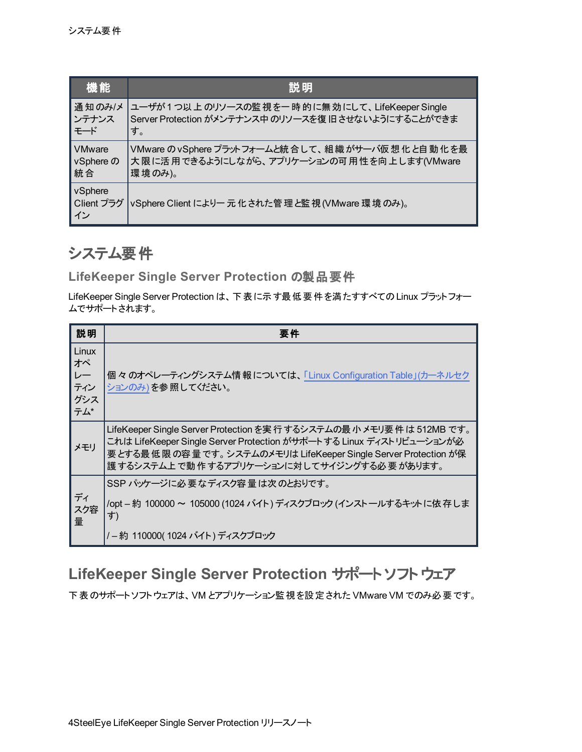| 機能 | 説明 |
| --- | --- |
| 通知のみ/メンテナンスモード | ユーザが 1 つ以上のリソースの監視を一時的に無効にして、LifeKeeper Single Server Protection がメンテナンス中のリソースを復旧させないようにすることができます。 |
| VMware vSphere の統合 | VMware の vSphere プラットフォームと統合して、組織がサーバ仮想化と自動化を最大限に活用できるようにしながら、アプリケーションの可用性を向上します(VMware 環境のみ)。 |
| vSphere Client プラグイン | vSphere Client により一元化された管理と監視(VMware 環境のみ)。 |

# システム要件

## LifeKeeper Single Server Protection の製品要件

LifeKeeper Single Server Protection は、下表に示す最低要件を満たすすべての Linux プラットフォームでサポートされます。

| 説明 | 要件 |
| --- | --- |
| Linux オペレーティングシステム* | 個々のオペレーティングシステム情報については、「Linux Configuration Table」(カーネルセクションのみ) を参照してください。 |
| メモリ | LifeKeeper Single Server Protection を実行するシステムの最小メモリ要件は 512MB です。これは LifeKeeper Single Server Protection がサポートする Linux ディストリビューションが必要とする最低限の容量です。システムのメモリは LifeKeeper Single Server Protection が保護するシステム上で動作するアプリケーションに対してサイジングする必要があります。 |
| ディスク容量 | SSP パッケージに必要なディスク容量は次のとおりです。<br><br>/opt – 約 100000 ～ 105000 (1024 バイト) ディスクブロック (インストールするキットに依存します)<br><br>/ – 約 110000( 1024 バイト) ディスクブロック |

## LifeKeeper Single Server Protection サポートソフトウェア

下表のサポートソフトウェアは、VM とアプリケーション監視を設定された VMware VM でのみ必要です。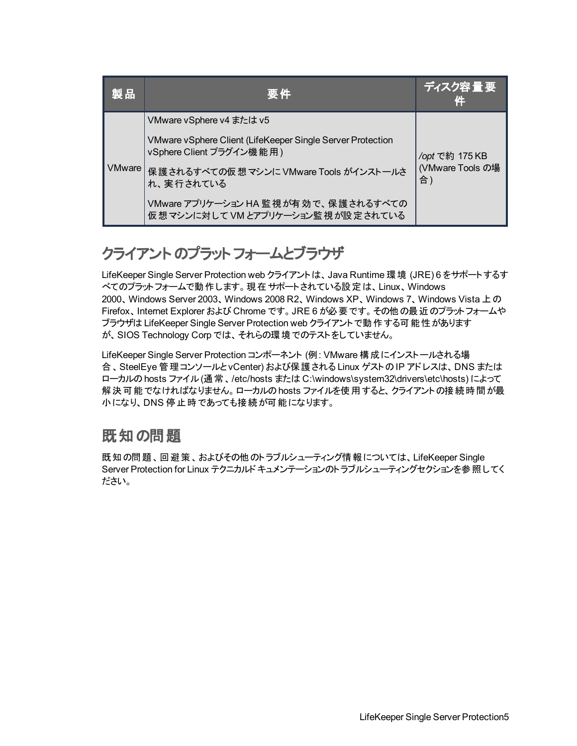| 製品 | 要件 | ディスク容量要件 |
|---|---|---|
| VMware | VMware vSphere v4 または v5<br><br>VMware vSphere Client (LifeKeeper Single Server Protection vSphere Client プラグイン機能用)<br><br>保護されるすべての仮想マシンに VMware Tools がインストールされ、実行されている<br><br>VMware アプリケーション HA 監視が有効で、保護されるすべての仮想マシンに対して VM とアプリケーション監視が設定されている | */opt* で約 175 KB (VMware Tools の場合) |

## クライアントのプラットフォームとブラウザ

LifeKeeper Single Server Protection web クライアントは、Java Runtime 環境 (JRE) 6 をサポートするすべてのプラットフォームで動作します。現在サポートされている設定は、Linux、Windows 2000、Windows Server 2003、Windows 2008 R2、Windows XP、Windows 7、Windows Vista 上の Firefox、Internet Explorer および Chrome です。JRE 6 が必要です。その他の最近のプラットフォームやブラウザは LifeKeeper Single Server Protection web クライアントで動作する可能性がありますが、SIOS Technology Corp では、それらの環境でのテストをしていません。

LifeKeeper Single Server Protection コンポーネント (例: VMware 構成にインストールされる場合、SteelEye 管理コンソールと vCenter) および保護される Linux ゲストの IP アドレスは、DNS またはローカルの hosts ファイル (通常、/etc/hosts または C:\windows\system32\drivers\etc\hosts) によって解決可能でなければなりません。ローカルの hosts ファイルを使用すると、クライアントの接続時間が最小になり、DNS 停止時であっても接続が可能になります。

## 既知の問題

既知の問題、回避策、およびその他のトラブルシューティング情報については、LifeKeeper Single Server Protection for Linux テクニカルドキュメンテーションのトラブルシューティングセクションを参照してください。